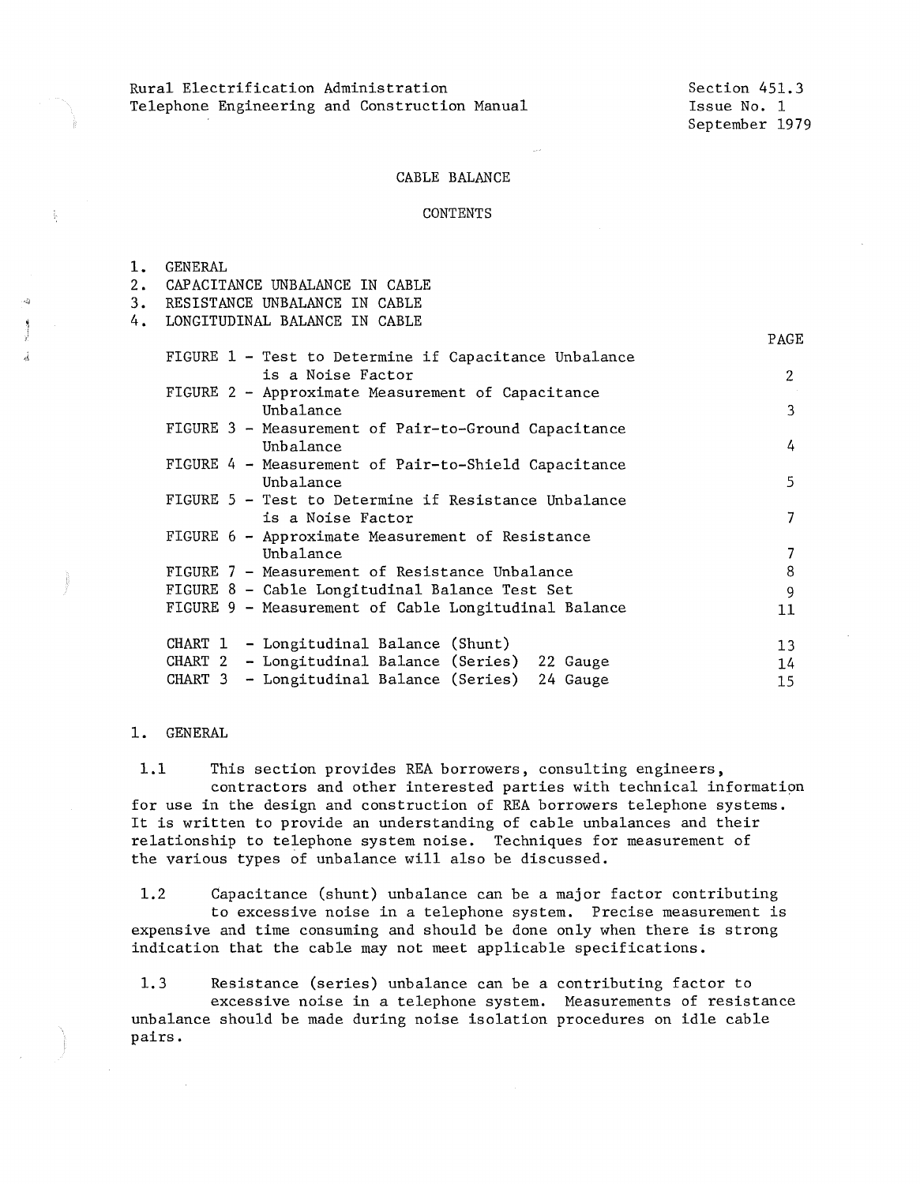Rural Electrification Administration
Telephone Engineering and Construction Manual

Section 451.3
Issue No. 1
September 1979

# CABLE BALANCE

## CONTENTS

1. GENERAL
2. CAPACITANCE UNBALANCE IN CABLE
3. RESISTANCE UNBALANCE IN CABLE
4. LONGITUDINAL BALANCE IN CABLE

| | PAGE |
|---|---|
| FIGURE 1 - Test to Determine if Capacitance Unbalance is a Noise Factor | 2 |
| FIGURE 2 - Approximate Measurement of Capacitance Unbalance | 3 |
| FIGURE 3 - Measurement of Pair-to-Ground Capacitance Unbalance | 4 |
| FIGURE 4 - Measurement of Pair-to-Shield Capacitance Unbalance | 5 |
| FIGURE 5 - Test to Determine if Resistance Unbalance is a Noise Factor | 7 |
| FIGURE 6 - Approximate Measurement of Resistance Unbalance | 7 |
| FIGURE 7 - Measurement of Resistance Unbalance | 8 |
| FIGURE 8 - Cable Longitudinal Balance Test Set | 9 |
| FIGURE 9 - Measurement of Cable Longitudinal Balance | 11 |
| CHART 1 - Longitudinal Balance (Shunt) | 13 |
| CHART 2 - Longitudinal Balance (Series) 22 Gauge | 14 |
| CHART 3 - Longitudinal Balance (Series) 24 Gauge | 15 |

## 1. GENERAL

1.1 This section provides REA borrowers, consulting engineers, contractors and other interested parties with technical information for use in the design and construction of REA borrowers telephone systems. It is written to provide an understanding of cable unbalances and their relationship to telephone system noise. Techniques for measurement of the various types of unbalance will also be discussed.

1.2 Capacitance (shunt) unbalance can be a major factor contributing to excessive noise in a telephone system. Precise measurement is expensive and time consuming and should be done only when there is strong indication that the cable may not meet applicable specifications.

1.3 Resistance (series) unbalance can be a contributing factor to excessive noise in a telephone system. Measurements of resistance unbalance should be made during noise isolation procedures on idle cable pairs.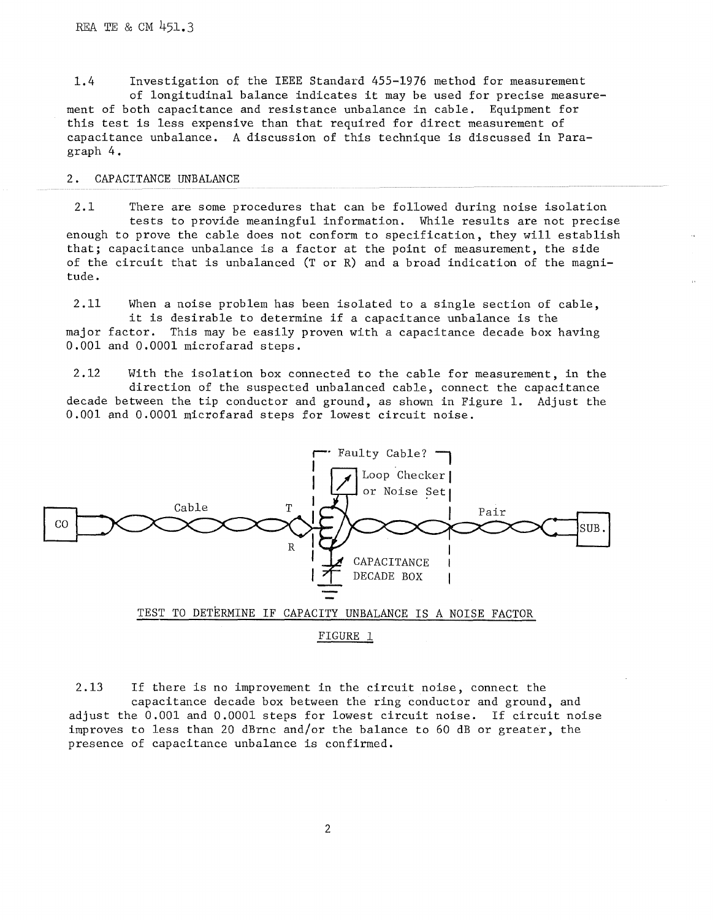1.4 Investigation of the IEEE Standard 455-1976 method for measurement of longitudinal balance indicates it may be used for precise measurement of both capacitance and resistance unbalance in cable. Equipment for this test is less expensive than that required for direct measurement of capacitance unbalance. A discussion of this technique is discussed in Paragraph 4.

## 2. CAPACITANCE UNBALANCE

2.1 There are some procedures that can be followed during noise isolation tests to provide meaningful information. While results are not precise enough to prove the cable does not conform to specification, they will establish that; capacitance unbalance is a factor at the point of measurement, the side of the circuit that is unbalanced (T or R) and a broad indication of the magnitude.

2.11 When a noise problem has been isolated to a single section of cable, it is desirable to determine if a capacitance unbalance is the major factor. This may be easily proven with a capacitance decade box having 0.001 and 0.0001 microfarad steps.

2.12 With the isolation box connected to the cable for measurement, in the direction of the suspected unbalanced cable, connect the capacitance decade between the tip conductor and ground, as shown in Figure 1. Adjust the 0.001 and 0.0001 microfarad steps for lowest circuit noise.

TEST TO DETERMINE IF CAPACITY UNBALANCE IS A NOISE FACTOR

FIGURE 1

2.13 If there is no improvement in the circuit noise, connect the capacitance decade box between the ring conductor and ground, and adjust the 0.001 and 0.0001 steps for lowest circuit noise. If circuit noise improves to less than 20 dBrnc and/or the balance to 60 dB or greater, the presence of capacitance unbalance is confirmed.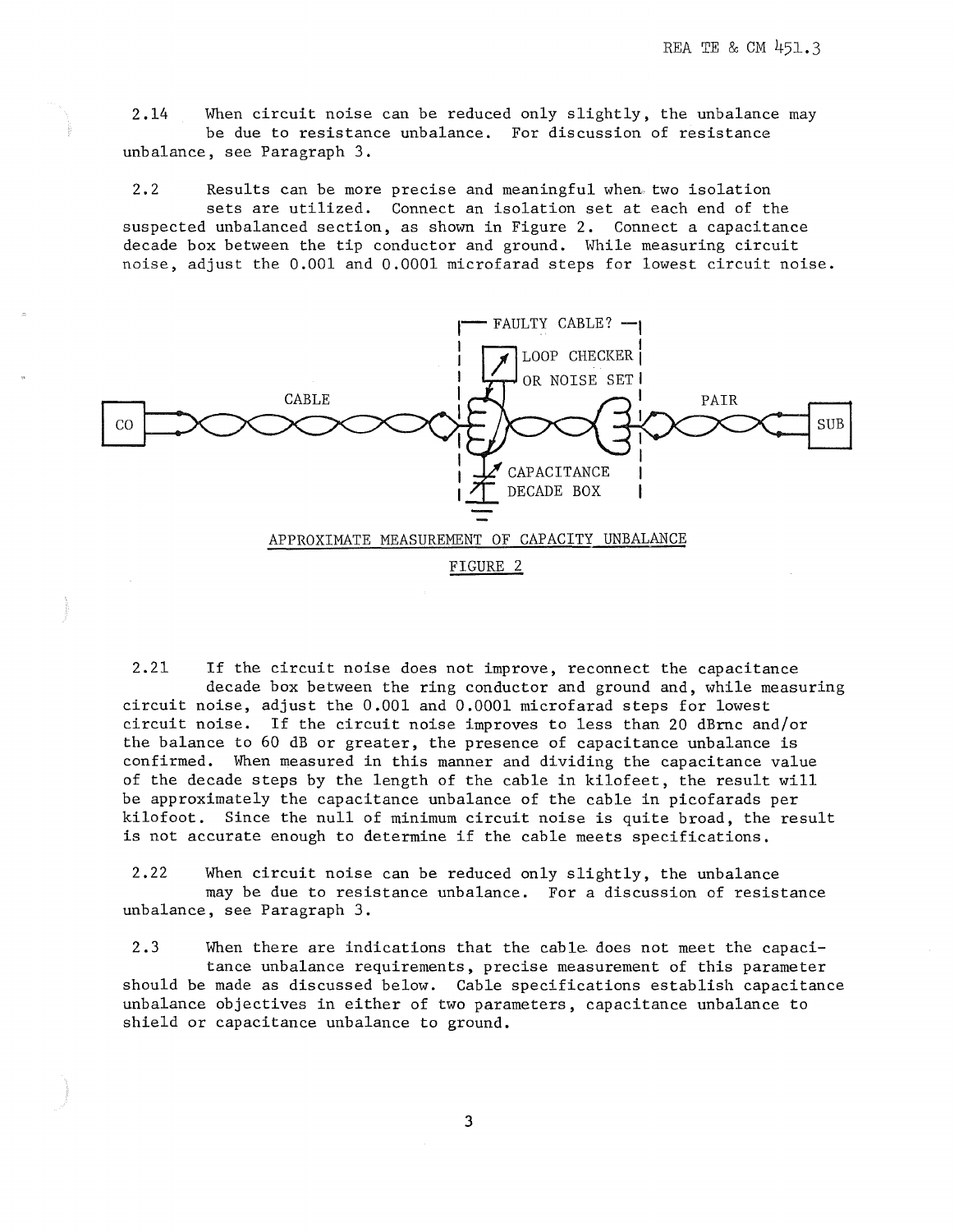2.14 When circuit noise can be reduced only slightly, the unbalance may be due to resistance unbalance. For discussion of resistance unbalance, see Paragraph 3.

2.2 Results can be more precise and meaningful when two isolation sets are utilized. Connect an isolation set at each end of the suspected unbalanced section, as shown in Figure 2. Connect a capacitance decade box between the tip conductor and ground. While measuring circuit noise, adjust the 0.001 and 0.0001 microfarad steps for lowest circuit noise.

FAULTY CABLE?

LOOP CHECKER OR NOISE SET

CO — CABLE — PAIR — SUB

CAPACITANCE DECADE BOX

APPROXIMATE MEASUREMENT OF CAPACITY UNBALANCE

FIGURE 2

2.21 If the circuit noise does not improve, reconnect the capacitance decade box between the ring conductor and ground and, while measuring circuit noise, adjust the 0.001 and 0.0001 microfarad steps for lowest circuit noise. If the circuit noise improves to less than 20 dBrnc and/or the balance to 60 dB or greater, the presence of capacitance unbalance is confirmed. When measured in this manner and dividing the capacitance value of the decade steps by the length of the cable in kilofeet, the result will be approximately the capacitance unbalance of the cable in picofarads per kilofoot. Since the null of minimum circuit noise is quite broad, the result is not accurate enough to determine if the cable meets specifications.

2.22 When circuit noise can be reduced only slightly, the unbalance may be due to resistance unbalance. For a discussion of resistance unbalance, see Paragraph 3.

2.3 When there are indications that the cable does not meet the capacitance unbalance requirements, precise measurement of this parameter should be made as discussed below. Cable specifications establish capacitance unbalance objectives in either of two parameters, capacitance unbalance to shield or capacitance unbalance to ground.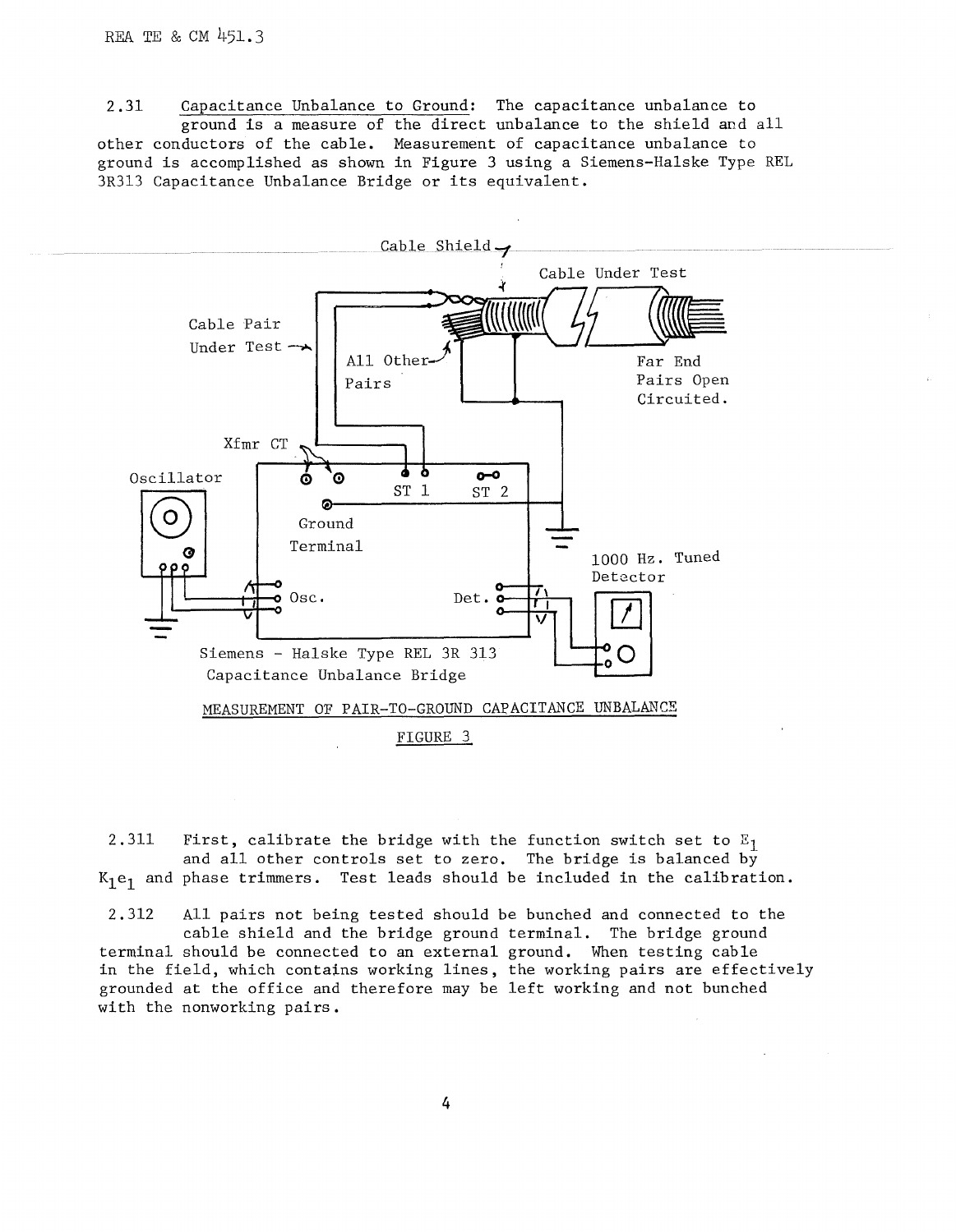2.31 Capacitance Unbalance to Ground: The capacitance unbalance to ground is a measure of the direct unbalance to the shield and all other conductors of the cable. Measurement of capacitance unbalance to ground is accomplished as shown in Figure 3 using a Siemens-Halske Type REL 3R313 Capacitance Unbalance Bridge or its equivalent.

MEASUREMENT OF PAIR-TO-GROUND CAPACITANCE UNBALANCE

FIGURE 3

2.311 First, calibrate the bridge with the function switch set to $E_1$ and all other controls set to zero. The bridge is balanced by $K_1e_1$ and phase trimmers. Test leads should be included in the calibration.

2.312 All pairs not being tested should be bunched and connected to the cable shield and the bridge ground terminal. The bridge ground terminal should be connected to an external ground. When testing cable in the field, which contains working lines, the working pairs are effectively grounded at the office and therefore may be left working and not bunched with the nonworking pairs.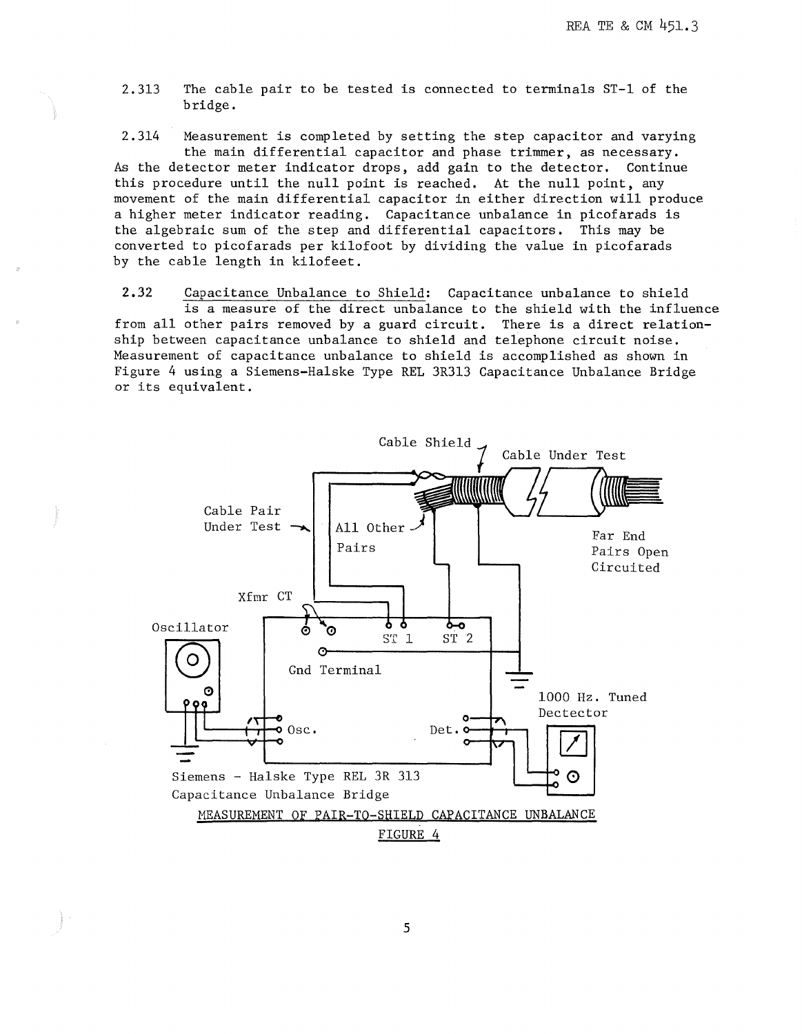2.313 The cable pair to be tested is connected to terminals ST-1 of the bridge.

2.314 Measurement is completed by setting the step capacitor and varying the main differential capacitor and phase trimmer, as necessary. As the detector meter indicator drops, add gain to the detector. Continue this procedure until the null point is reached. At the null point, any movement of the main differential capacitor in either direction will produce a higher meter indicator reading. Capacitance unbalance in picofarads is the algebraic sum of the step and differential capacitors. This may be converted to picofarads per kilofoot by dividing the value in picofarads by the cable length in kilofeet.

2.32 Capacitance Unbalance to Shield: Capacitance unbalance to shield is a measure of the direct unbalance to the shield with the influence from all other pairs removed by a guard circuit. There is a direct relationship between capacitance unbalance to shield and telephone circuit noise. Measurement of capacitance unbalance to shield is accomplished as shown in Figure 4 using a Siemens-Halske Type REL 3R313 Capacitance Unbalance Bridge or its equivalent.

Cable Shield

Cable Under Test

Cable Pair Under Test

All Other Pairs

Far End Pairs Open Circuited

Xfmr CT

Oscillator

ST 1

ST 2

Gnd Terminal

1000 Hz. Tuned Dectector

Osc.

Det.

Siemens - Halske Type REL 3R 313 Capacitance Unbalance Bridge

MEASUREMENT OF PAIR-TO-SHIELD CAPACITANCE UNBALANCE

FIGURE 4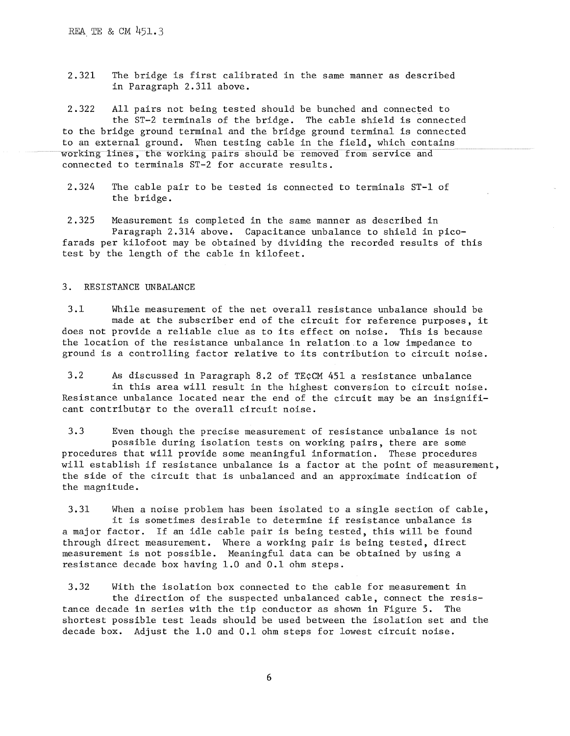2.321 The bridge is first calibrated in the same manner as described in Paragraph 2.311 above.

2.322 All pairs not being tested should be bunched and connected to the ST-2 terminals of the bridge. The cable shield is connected to the bridge ground terminal and the bridge ground terminal is connected to an external ground. When testing cable in the field, which contains working lines, the working pairs should be removed from service and connected to terminals ST-2 for accurate results.

2.324 The cable pair to be tested is connected to terminals ST-1 of the bridge.

2.325 Measurement is completed in the same manner as described in Paragraph 2.314 above. Capacitance unbalance to shield in picofarads per kilofoot may be obtained by dividing the recorded results of this test by the length of the cable in kilofeet.

## 3. RESISTANCE UNBALANCE

3.1 While measurement of the net overall resistance unbalance should be made at the subscriber end of the circuit for reference purposes, it does not provide a reliable clue as to its effect on noise. This is because the location of the resistance unbalance in relation to a low impedance to ground is a controlling factor relative to its contribution to circuit noise.

3.2 As discussed in Paragraph 8.2 of TE¢CM 451 a resistance unbalance in this area will result in the highest conversion to circuit noise. Resistance unbalance located near the end of the circuit may be an insignificant contributor to the overall circuit noise.

3.3 Even though the precise measurement of resistance unbalance is not possible during isolation tests on working pairs, there are some procedures that will provide some meaningful information. These procedures will establish if resistance unbalance is a factor at the point of measurement, the side of the circuit that is unbalanced and an approximate indication of the magnitude.

3.31 When a noise problem has been isolated to a single section of cable, it is sometimes desirable to determine if resistance unbalance is a major factor. If an idle cable pair is being tested, this will be found through direct measurement. Where a working pair is being tested, direct measurement is not possible. Meaningful data can be obtained by using a resistance decade box having 1.0 and 0.1 ohm steps.

3.32 With the isolation box connected to the cable for measurement in the direction of the suspected unbalanced cable, connect the resistance decade in series with the tip conductor as shown in Figure 5. The shortest possible test leads should be used between the isolation set and the decade box. Adjust the 1.0 and 0.1 ohm steps for lowest circuit noise.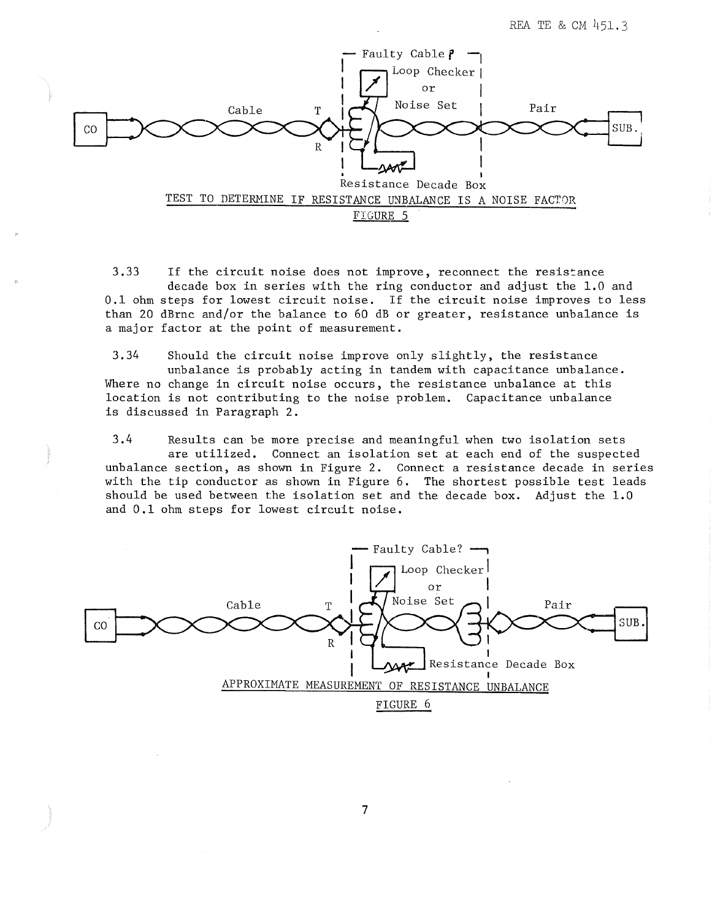TEST TO DETERMINE IF RESISTANCE UNBALANCE IS A NOISE FACTOR

FIGURE 5

3.33 If the circuit noise does not improve, reconnect the resistance decade box in series with the ring conductor and adjust the 1.0 and 0.1 ohm steps for lowest circuit noise. If the circuit noise improves to less than 20 dBrnc and/or the balance to 60 dB or greater, resistance unbalance is a major factor at the point of measurement.

3.34 Should the circuit noise improve only slightly, the resistance unbalance is probably acting in tandem with capacitance unbalance. Where no change in circuit noise occurs, the resistance unbalance at this location is not contributing to the noise problem. Capacitance unbalance is discussed in Paragraph 2.

3.4 Results can be more precise and meaningful when two isolation sets are utilized. Connect an isolation set at each end of the suspected unbalance section, as shown in Figure 2. Connect a resistance decade in series with the tip conductor as shown in Figure 6. The shortest possible test leads should be used between the isolation set and the decade box. Adjust the 1.0 and 0.1 ohm steps for lowest circuit noise.

APPROXIMATE MEASUREMENT OF RESISTANCE UNBALANCE

FIGURE 6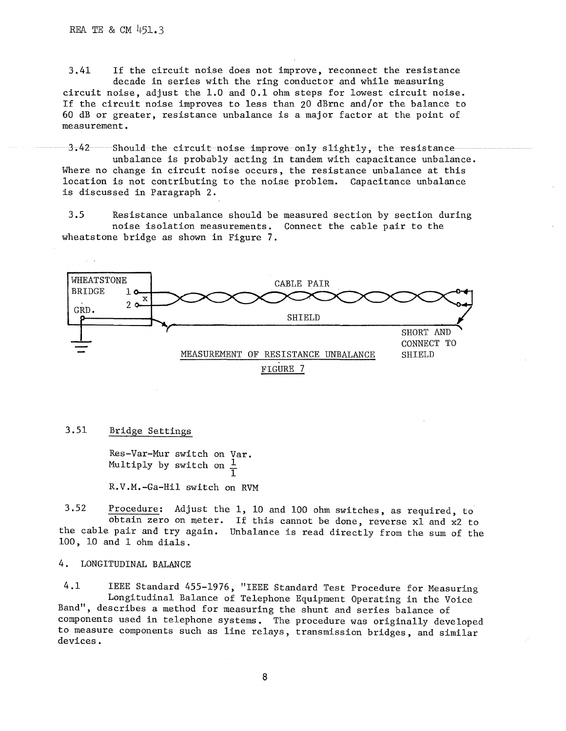3.41 If the circuit noise does not improve, reconnect the resistance decade in series with the ring conductor and while measuring circuit noise, adjust the 1.0 and 0.1 ohm steps for lowest circuit noise. If the circuit noise improves to less than 20 dBrnc and/or the balance to 60 dB or greater, resistance unbalance is a major factor at the point of measurement.

3.42 Should the circuit noise improve only slightly, the resistance unbalance is probably acting in tandem with capacitance unbalance. Where no change in circuit noise occurs, the resistance unbalance at this location is not contributing to the noise problem. Capacitance unbalance is discussed in Paragraph 2.

3.5 Resistance unbalance should be measured section by section during noise isolation measurements. Connect the cable pair to the wheatstone bridge as shown in Figure 7.

WHEATSTONE BRIDGE 1 2 X GRD. CABLE PAIR SHIELD SHORT AND CONNECT TO SHIELD

MEASUREMENT OF RESISTANCE UNBALANCE

FIGURE 7

3.51 Bridge Settings

Res-Var-Mur switch on Var.
Multiply by switch on $\frac{1}{1}$

R.V.M.-Ga-Hil switch on RVM

3.52 Procedure: Adjust the 1, 10 and 100 ohm switches, as required, to obtain zero on meter. If this cannot be done, reverse x1 and x2 to the cable pair and try again. Unbalance is read directly from the sum of the 100, 10 and 1 ohm dials.

## 4. LONGITUDINAL BALANCE

4.1 IEEE Standard 455-1976, "IEEE Standard Test Procedure for Measuring Longitudinal Balance of Telephone Equipment Operating in the Voice Band", describes a method for measuring the shunt and series balance of components used in telephone systems. The procedure was originally developed to measure components such as line relays, transmission bridges, and similar devices.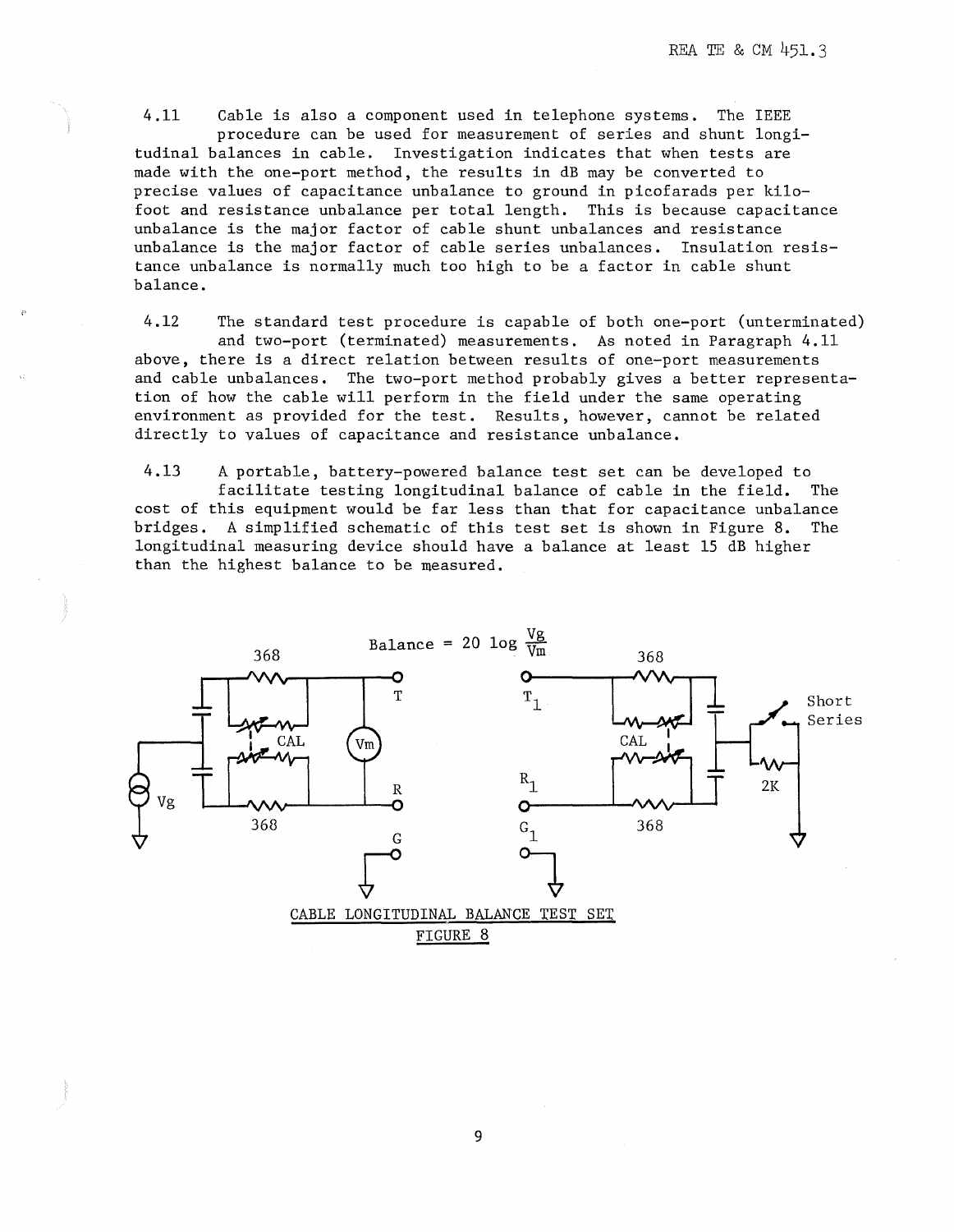4.11 Cable is also a component used in telephone systems. The IEEE procedure can be used for measurement of series and shunt longitudinal balances in cable. Investigation indicates that when tests are made with the one-port method, the results in dB may be converted to precise values of capacitance unbalance to ground in picofarads per kilofoot and resistance unbalance per total length. This is because capacitance unbalance is the major factor of cable shunt unbalances and resistance unbalance is the major factor of cable series unbalances. Insulation resistance unbalance is normally much too high to be a factor in cable shunt balance.

4.12 The standard test procedure is capable of both one-port (unterminated) and two-port (terminated) measurements. As noted in Paragraph 4.11 above, there is a direct relation between results of one-port measurements and cable unbalances. The two-port method probably gives a better representation of how the cable will perform in the field under the same operating environment as provided for the test. Results, however, cannot be related directly to values of capacitance and resistance unbalance.

4.13 A portable, battery-powered balance test set can be developed to facilitate testing longitudinal balance of cable in the field. The cost of this equipment would be far less than that for capacitance unbalance bridges. A simplified schematic of this test set is shown in Figure 8. The longitudinal measuring device should have a balance at least 15 dB higher than the highest balance to be measured.

$$\text{Balance} = 20 \log \frac{V_g}{V_m}$$

368 368 CAL $V_m$ T R G $V_g$ $T_1$ $R_1$ $G_1$ 368 368 CAL Short Series 2K

CABLE LONGITUDINAL BALANCE TEST SET

FIGURE 8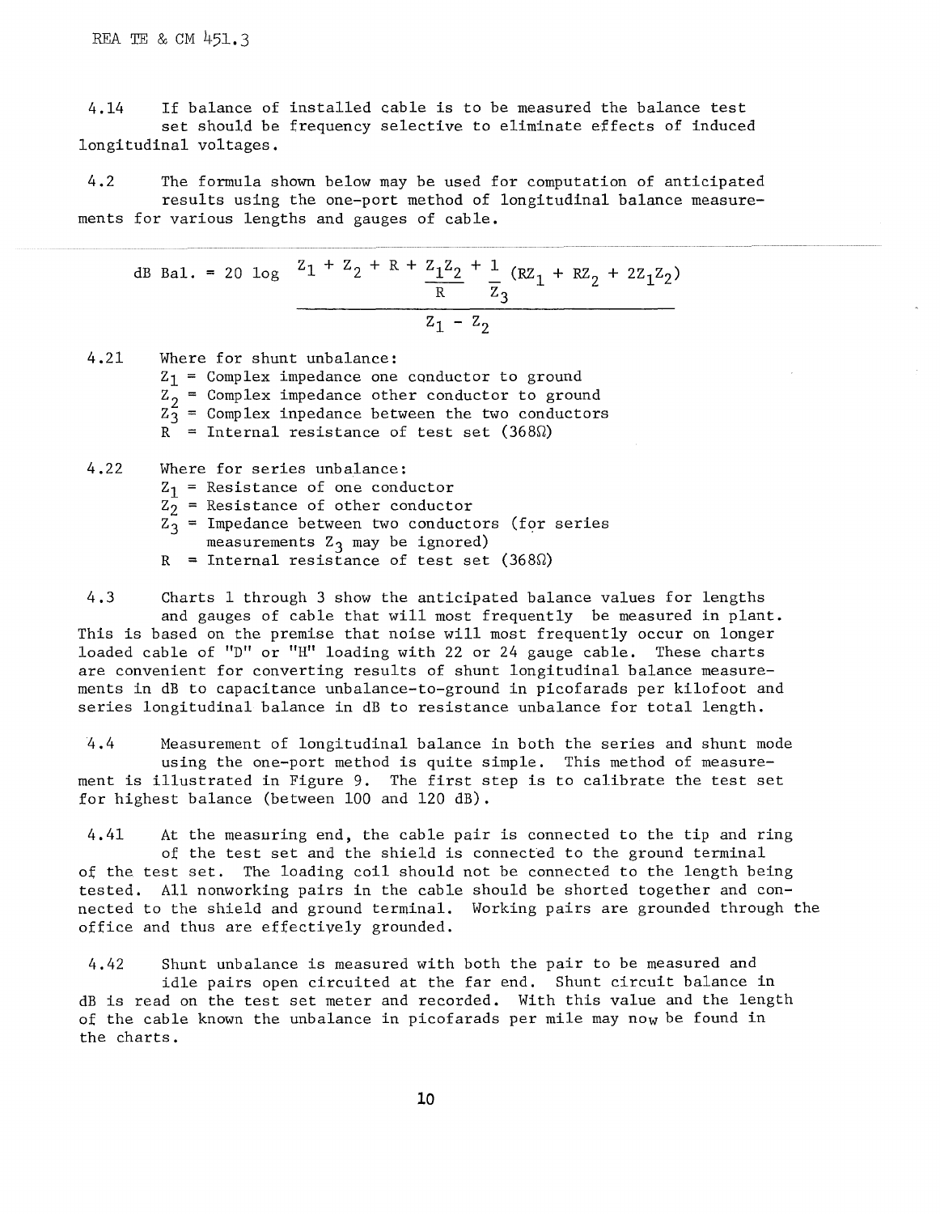4.14 If balance of installed cable is to be measured the balance test set should be frequency selective to eliminate effects of induced longitudinal voltages.

4.2 The formula shown below may be used for computation of anticipated results using the one-port method of longitudinal balance measurements for various lengths and gauges of cable.

$$\text{dB Bal.} = 20 \log \frac{Z_1 + Z_2 + R + \frac{Z_1 Z_2}{R} + \frac{1}{Z_3}(RZ_1 + RZ_2 + 2Z_1 Z_2)}{Z_1 - Z_2}$$

4.21 Where for shunt unbalance:
$Z_1$ = Complex impedance one conductor to ground
$Z_2$ = Complex impedance other conductor to ground
$Z_3$ = Complex inpedance between the two conductors
R = Internal resistance of test set (368Ω)

4.22 Where for series unbalance:
$Z_1$ = Resistance of one conductor
$Z_2$ = Resistance of other conductor
$Z_3$ = Impedance between two conductors (for series measurements $Z_3$ may be ignored)
R = Internal resistance of test set (368Ω)

4.3 Charts 1 through 3 show the anticipated balance values for lengths and gauges of cable that will most frequently be measured in plant. This is based on the premise that noise will most frequently occur on longer loaded cable of "D" or "H" loading with 22 or 24 gauge cable. These charts are convenient for converting results of shunt longitudinal balance measurements in dB to capacitance unbalance-to-ground in picofarads per kilofoot and series longitudinal balance in dB to resistance unbalance for total length.

4.4 Measurement of longitudinal balance in both the series and shunt mode using the one-port method is quite simple. This method of measurement is illustrated in Figure 9. The first step is to calibrate the test set for highest balance (between 100 and 120 dB).

4.41 At the measuring end, the cable pair is connected to the tip and ring of the test set and the shield is connected to the ground terminal of the test set. The loading coil should not be connected to the length being tested. All nonworking pairs in the cable should be shorted together and connected to the shield and ground terminal. Working pairs are grounded through the office and thus are effectively grounded.

4.42 Shunt unbalance is measured with both the pair to be measured and idle pairs open circuited at the far end. Shunt circuit balance in dB is read on the test set meter and recorded. With this value and the length of the cable known the unbalance in picofarads per mile may now be found in the charts.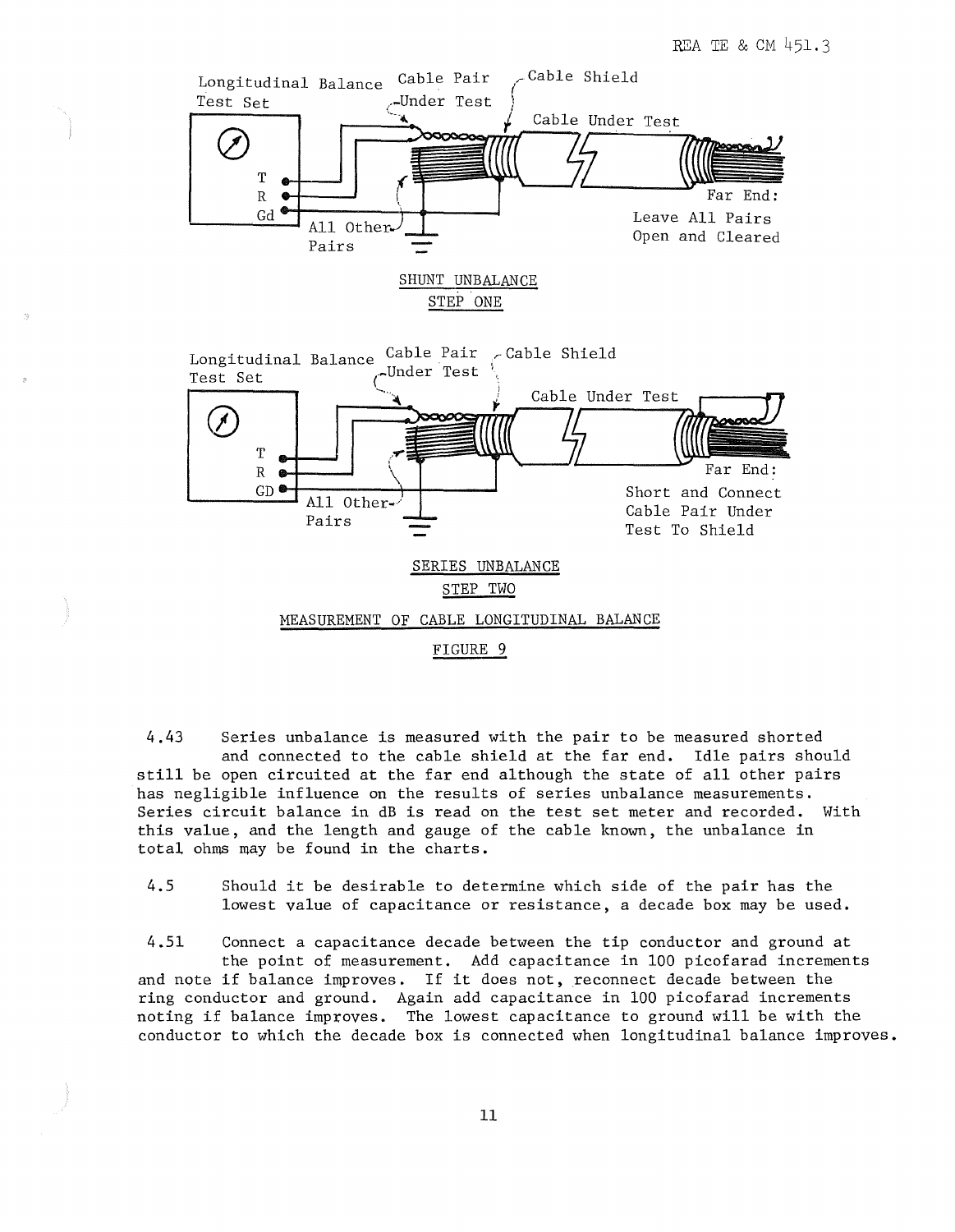Longitudinal Balance Test Set

Cable Pair Under Test

Cable Shield

Cable Under Test

T
R
Gd

All Other Pairs

Far End: Leave All Pairs Open and Cleared

SHUNT UNBALANCE

STEP ONE

Longitudinal Balance Test Set

Cable Pair Under Test

Cable Shield

Cable Under Test

T
R
GD

All Other Pairs

Far End: Short and Connect Cable Pair Under Test To Shield

SERIES UNBALANCE

STEP TWO

MEASUREMENT OF CABLE LONGITUDINAL BALANCE

FIGURE 9

4.43 Series unbalance is measured with the pair to be measured shorted and connected to the cable shield at the far end. Idle pairs should still be open circuited at the far end although the state of all other pairs has negligible influence on the results of series unbalance measurements. Series circuit balance in dB is read on the test set meter and recorded. With this value, and the length and gauge of the cable known, the unbalance in total ohms may be found in the charts.

4.5 Should it be desirable to determine which side of the pair has the lowest value of capacitance or resistance, a decade box may be used.

4.51 Connect a capacitance decade between the tip conductor and ground at the point of measurement. Add capacitance in 100 picofarad increments and note if balance improves. If it does not, reconnect decade between the ring conductor and ground. Again add capacitance in 100 picofarad increments noting if balance improves. The lowest capacitance to ground will be with the conductor to which the decade box is connected when longitudinal balance improves.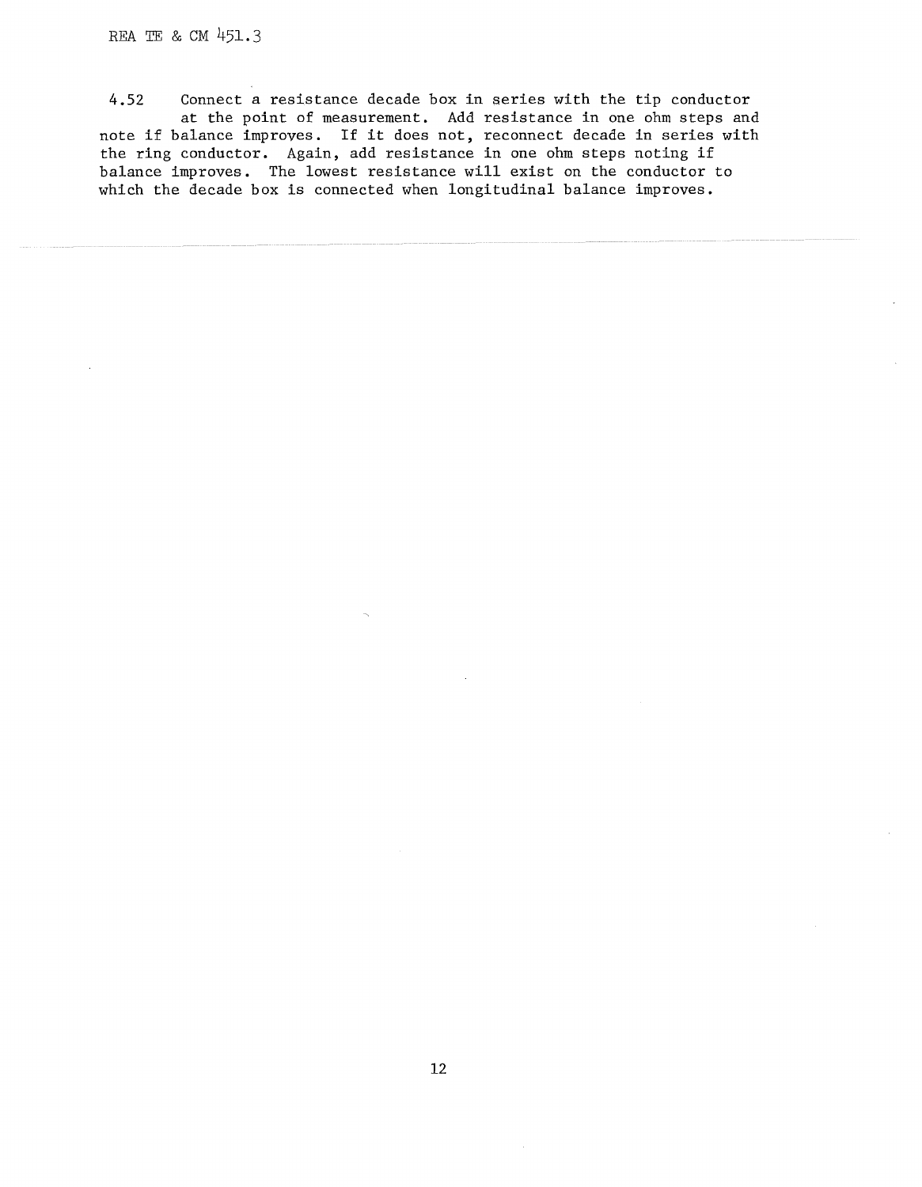4.52 Connect a resistance decade box in series with the tip conductor at the point of measurement. Add resistance in one ohm steps and note if balance improves. If it does not, reconnect decade in series with the ring conductor. Again, add resistance in one ohm steps noting if balance improves. The lowest resistance will exist on the conductor to which the decade box is connected when longitudinal balance improves.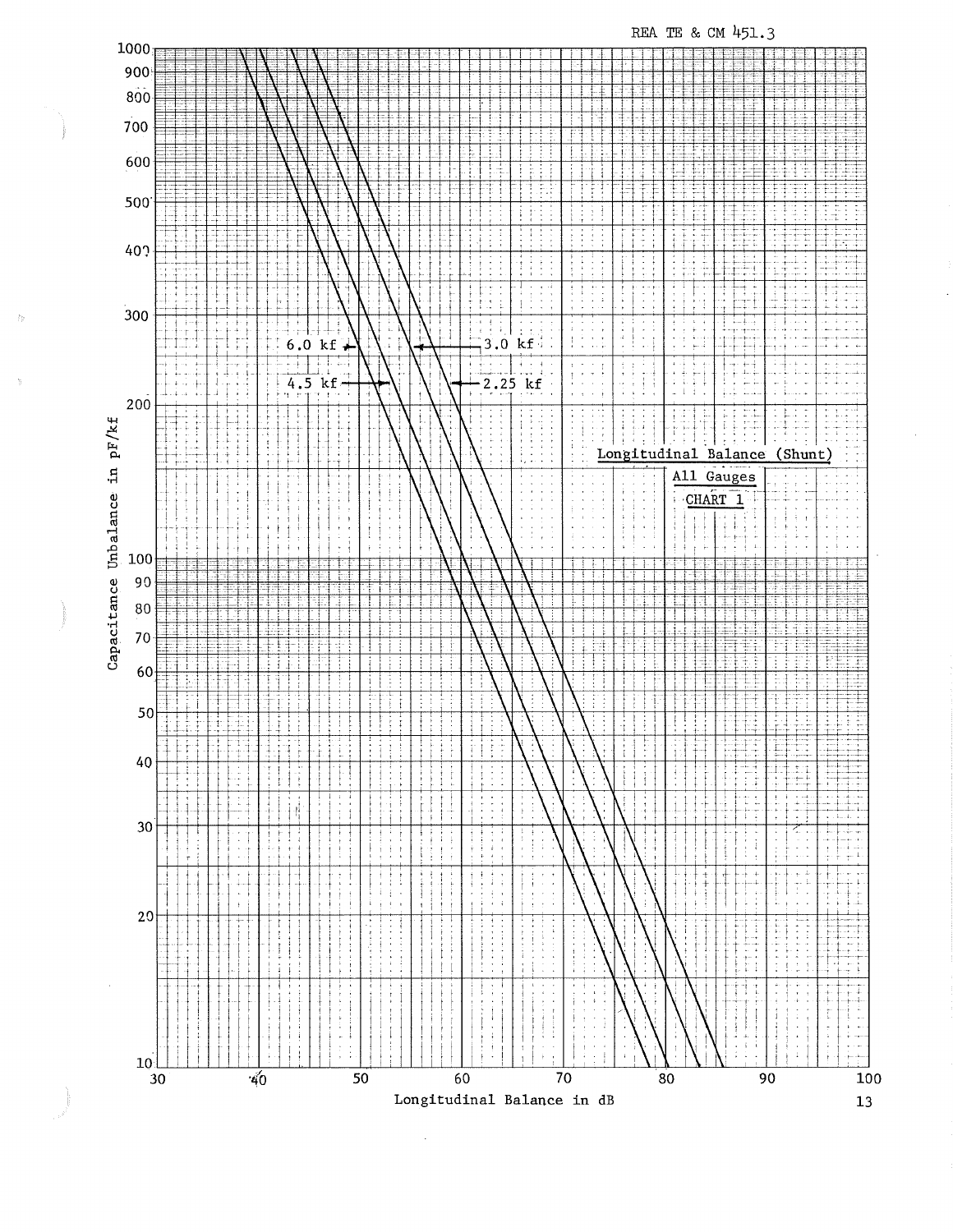Longitudinal Balance (Shunt)

All Gauges

CHART 1

Capacitance Unbalance in pF/kf

Longitudinal Balance in dB

6.0 kf

4.5 kf

3.0 kf

2.25 kf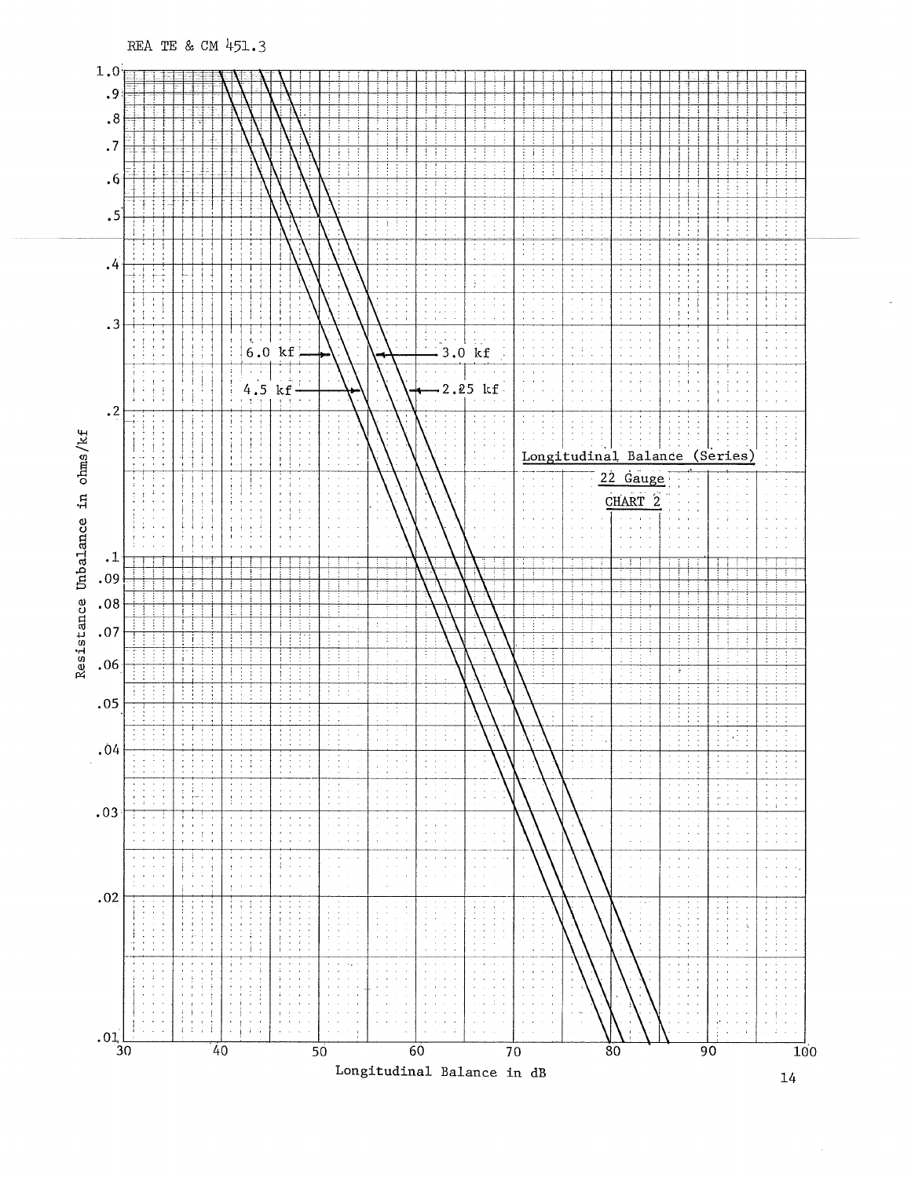Longitudinal Balance (Series)

22 Gauge

CHART 2

Resistance Unbalance in ohms/kf

Longitudinal Balance in dB

6.0 kf

4.5 kf

3.0 kf

2.25 kf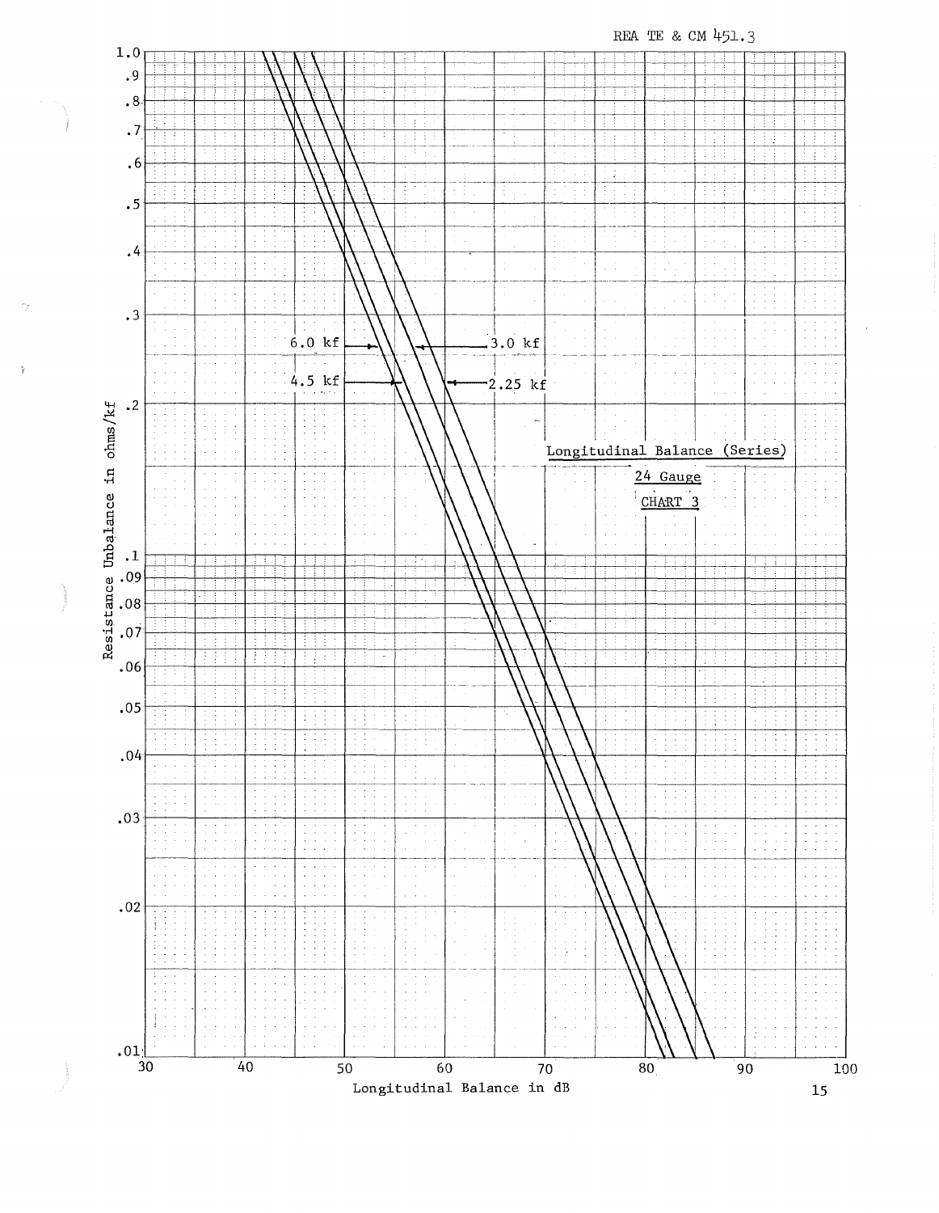Longitudinal Balance (Series)

24 Gauge

CHART 3

Resistance Unbalance in ohms/kf

Longitudinal Balance in dB

6.0 kf

4.5 kf

3.0 kf

2.25 kf